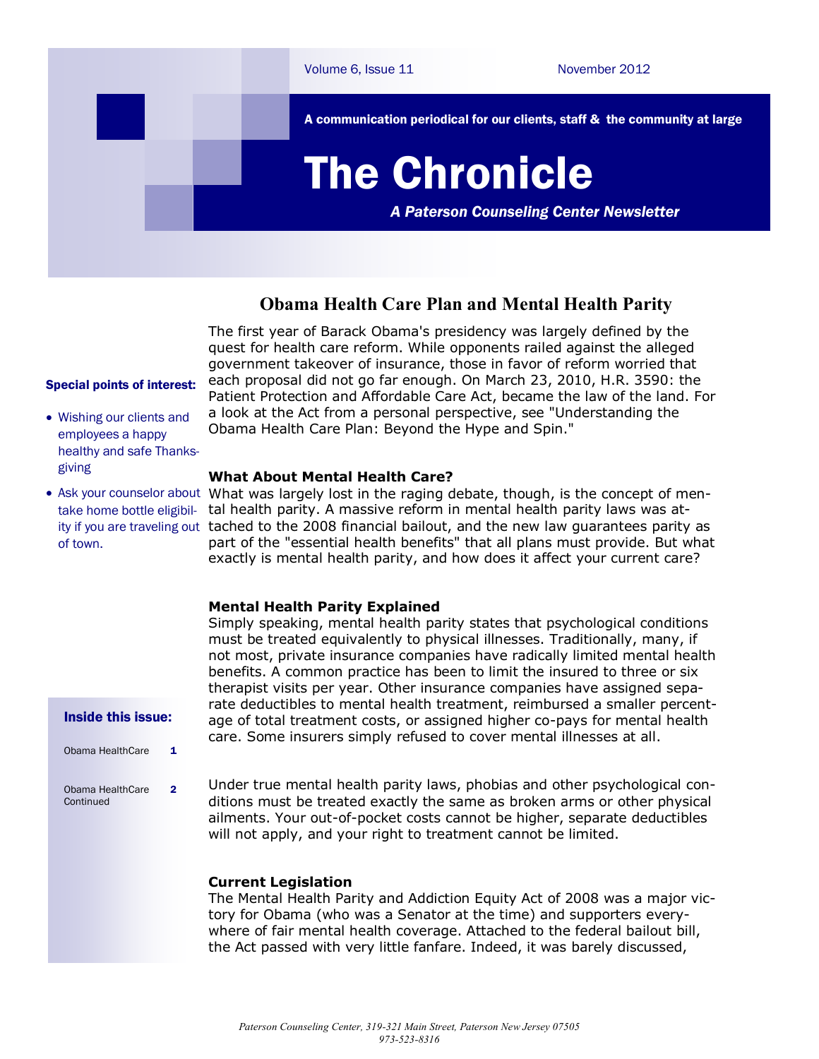# The Chronicle

Volume 6, Issue 11 November 2012

A communication periodical for our clients, staff & the community at large

*A Paterson Counseling Center Newsletter*

## Obama Health Care Plan and Mental Health Parity

The first year of Barack Obama's presidency was largely defined by the quest for health care reform. While opponents railed against the alleged government takeover of insurance, those in favor of reform worried that each proposal did not go far enough. On March 23, 2010, H.R. 3590: the Patient Protection and Affordable Care Act, became the law of the land. For a look at the Act from a personal perspective, see "Understanding the Obama Health Care Plan: Beyond the Hype and Spin."

**Special points of interest:**

- Wishing our clients and employees a happy healthy and safe Thanksgiving
- Ask your counselor about take home bottle eligibility if you are traveling out of town.

### What About Mental Health Care?

What was largely lost in the raging debate, though, is the concept of mental health parity. A massive reform in mental health parity laws was attached to the 2008 financial bailout, and the new law guarantees parity as part of the "essential health benefits" that all plans must provide. But what exactly is mental health parity, and how does it affect your current care?

### Mental Health Parity Explained

Simply speaking, mental health parity states that psychological conditions must be treated equivalently to physical illnesses. Traditionally, many, if not most, private insurance companies have radically limited mental health benefits. A common practice has been to limit the insured to three or six therapist visits per year. Other insurance companies have assigned separate deductibles to mental health treatment, reimbursed a smaller percentage of total treatment costs, or assigned higher co-pays for mental health care. Some insurers simply refused to cover mental illnesses at all.

Under true mental health parity laws, phobias and other psychological conditions must be treated exactly the same as broken arms or other physical ailments. Your out-of-pocket costs cannot be higher, separate deductibles will not apply, and your right to treatment cannot be limited.

**Inside this issue:**

| | |
|---|---|
| Obama HealthCare | 1 |
| Obama HealthCare Continued | 2 |

### Current Legislation

The Mental Health Parity and Addiction Equity Act of 2008 was a major victory for Obama (who was a Senator at the time) and supporters everywhere of fair mental health coverage. Attached to the federal bailout bill, the Act passed with very little fanfare. Indeed, it was barely discussed,

*Paterson Counseling Center, 319-321 Main Street, Paterson New Jersey 07505*
*973-523-8316*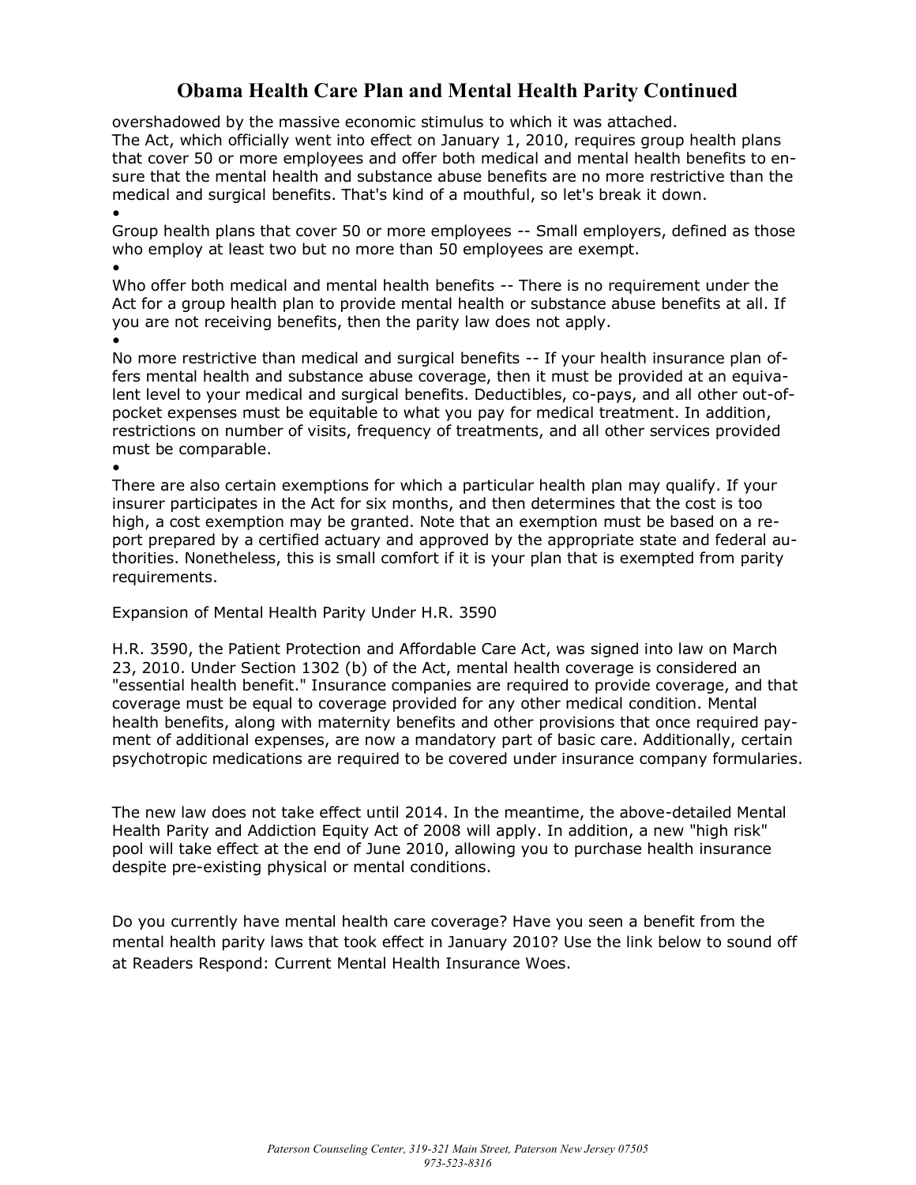# Obama Health Care Plan and Mental Health Parity Continued

overshadowed by the massive economic stimulus to which it was attached.
The Act, which officially went into effect on January 1, 2010, requires group health plans that cover 50 or more employees and offer both medical and mental health benefits to ensure that the mental health and substance abuse benefits are no more restrictive than the medical and surgical benefits. That's kind of a mouthful, so let's break it down.

- Group health plans that cover 50 or more employees -- Small employers, defined as those who employ at least two but no more than 50 employees are exempt.
- Who offer both medical and mental health benefits -- There is no requirement under the Act for a group health plan to provide mental health or substance abuse benefits at all. If you are not receiving benefits, then the parity law does not apply.
- No more restrictive than medical and surgical benefits -- If your health insurance plan offers mental health and substance abuse coverage, then it must be provided at an equivalent level to your medical and surgical benefits. Deductibles, co-pays, and all other out-of-pocket expenses must be equitable to what you pay for medical treatment. In addition, restrictions on number of visits, frequency of treatments, and all other services provided must be comparable.
- There are also certain exemptions for which a particular health plan may qualify. If your insurer participates in the Act for six months, and then determines that the cost is too high, a cost exemption may be granted. Note that an exemption must be based on a report prepared by a certified actuary and approved by the appropriate state and federal authorities. Nonetheless, this is small comfort if it is your plan that is exempted from parity requirements.

## Expansion of Mental Health Parity Under H.R. 3590

H.R. 3590, the Patient Protection and Affordable Care Act, was signed into law on March 23, 2010. Under Section 1302 (b) of the Act, mental health coverage is considered an "essential health benefit." Insurance companies are required to provide coverage, and that coverage must be equal to coverage provided for any other medical condition. Mental health benefits, along with maternity benefits and other provisions that once required payment of additional expenses, are now a mandatory part of basic care. Additionally, certain psychotropic medications are required to be covered under insurance company formularies.

The new law does not take effect until 2014. In the meantime, the above-detailed Mental Health Parity and Addiction Equity Act of 2008 will apply. In addition, a new "high risk" pool will take effect at the end of June 2010, allowing you to purchase health insurance despite pre-existing physical or mental conditions.

Do you currently have mental health care coverage? Have you seen a benefit from the mental health parity laws that took effect in January 2010? Use the link below to sound off at Readers Respond: Current Mental Health Insurance Woes.

*Paterson Counseling Center, 319-321 Main Street, Paterson New Jersey 07505*
*973-523-8316*